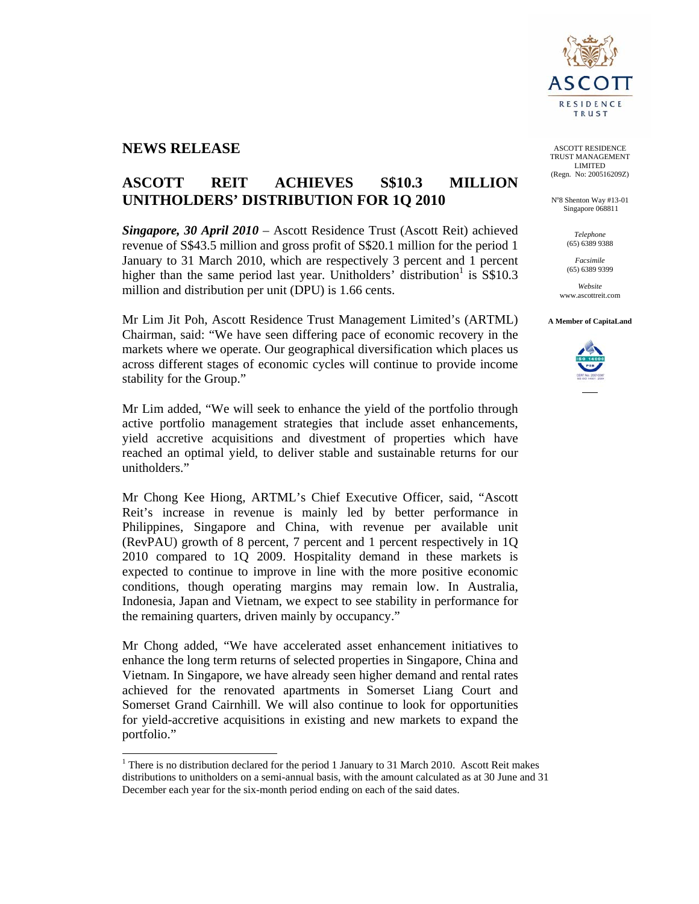ASCOTT RESIDENCE TRUST MANAGEMENT LIMITED
(Regn. No: 200516209Z)

N°8 Shenton Way #13-01
Singapore 068811

*Telephone*
(65) 6389 9388

*Facsimile*
(65) 6389 9399

*Website*
www.ascottreit.com

**A Member of CapitaLand**

## NEWS RELEASE

# ASCOTT REIT ACHIEVES S$10.3 MILLION UNITHOLDERS' DISTRIBUTION FOR 1Q 2010

***Singapore, 30 April 2010*** – Ascott Residence Trust (Ascott Reit) achieved revenue of S$43.5 million and gross profit of S$20.1 million for the period 1 January to 31 March 2010, which are respectively 3 percent and 1 percent higher than the same period last year. Unitholders' distribution[1] is S$10.3 million and distribution per unit (DPU) is 1.66 cents.

Mr Lim Jit Poh, Ascott Residence Trust Management Limited's (ARTML) Chairman, said: "We have seen differing pace of economic recovery in the markets where we operate. Our geographical diversification which places us across different stages of economic cycles will continue to provide income stability for the Group."

Mr Lim added, "We will seek to enhance the yield of the portfolio through active portfolio management strategies that include asset enhancements, yield accretive acquisitions and divestment of properties which have reached an optimal yield, to deliver stable and sustainable returns for our unitholders."

Mr Chong Kee Hiong, ARTML's Chief Executive Officer, said, "Ascott Reit's increase in revenue is mainly led by better performance in Philippines, Singapore and China, with revenue per available unit (RevPAU) growth of 8 percent, 7 percent and 1 percent respectively in 1Q 2010 compared to 1Q 2009. Hospitality demand in these markets is expected to continue to improve in line with the more positive economic conditions, though operating margins may remain low. In Australia, Indonesia, Japan and Vietnam, we expect to see stability in performance for the remaining quarters, driven mainly by occupancy."

Mr Chong added, "We have accelerated asset enhancement initiatives to enhance the long term returns of selected properties in Singapore, China and Vietnam. In Singapore, we have already seen higher demand and rental rates achieved for the renovated apartments in Somerset Liang Court and Somerset Grand Cairnhill. We will also continue to look for opportunities for yield-accretive acquisitions in existing and new markets to expand the portfolio."

---

[1] There is no distribution declared for the period 1 January to 31 March 2010. Ascott Reit makes distributions to unitholders on a semi-annual basis, with the amount calculated as at 30 June and 31 December each year for the six-month period ending on each of the said dates.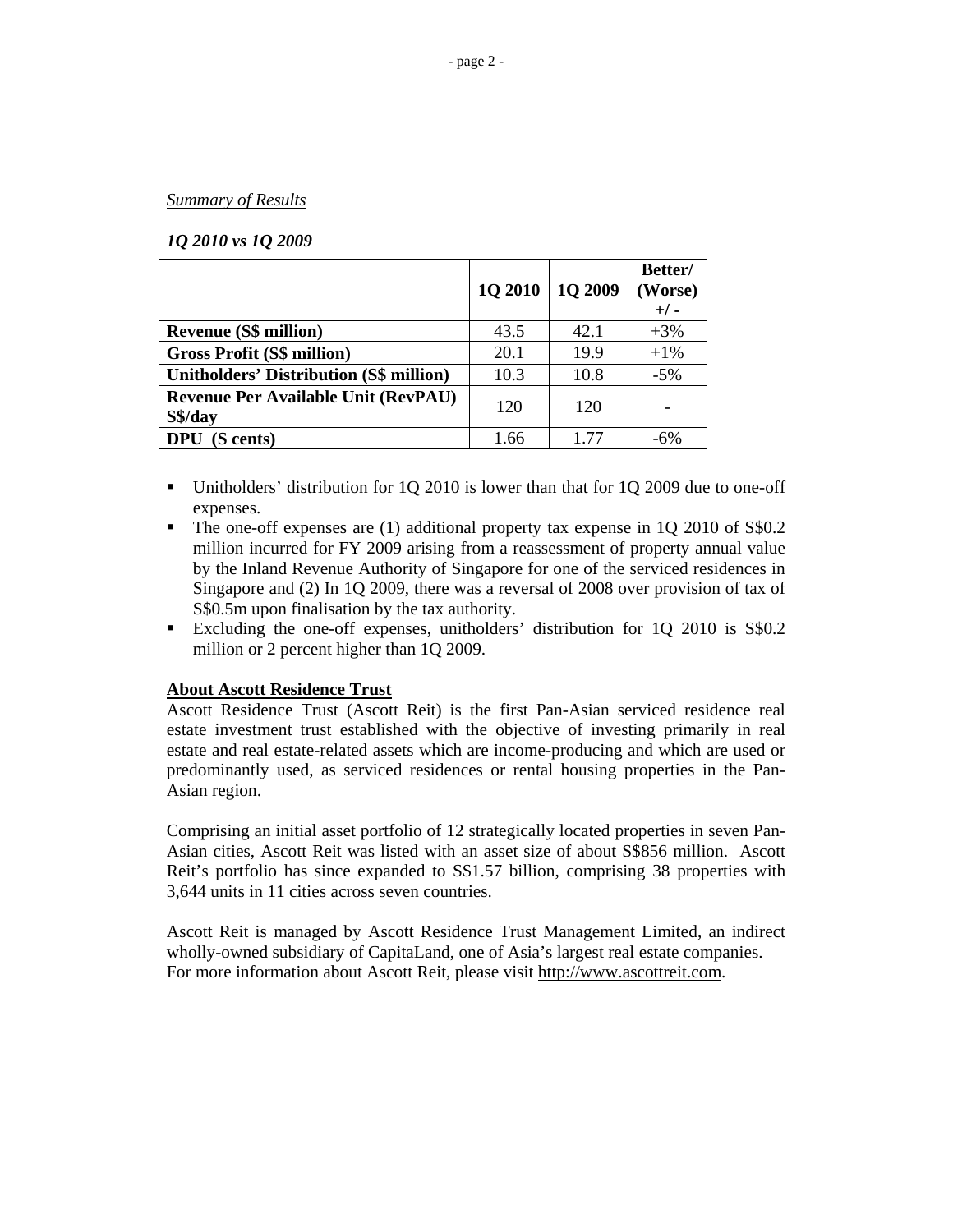*<u>Summary of Results</u>*

***1Q 2010 vs 1Q 2009***

| | 1Q 2010 | 1Q 2009 | Better/ (Worse) +/ - |
|---|---|---|---|
| **Revenue (S$ million)** | 43.5 | 42.1 | +3% |
| **Gross Profit (S$ million)** | 20.1 | 19.9 | +1% |
| **Unitholders' Distribution (S$ million)** | 10.3 | 10.8 | -5% |
| **Revenue Per Available Unit (RevPAU) S$/day** | 120 | 120 | - |
| **DPU (S cents)** | 1.66 | 1.77 | -6% |

- Unitholders' distribution for 1Q 2010 is lower than that for 1Q 2009 due to one-off expenses.
- The one-off expenses are (1) additional property tax expense in 1Q 2010 of S$0.2 million incurred for FY 2009 arising from a reassessment of property annual value by the Inland Revenue Authority of Singapore for one of the serviced residences in Singapore and (2) In 1Q 2009, there was a reversal of 2008 over provision of tax of S$0.5m upon finalisation by the tax authority.
- Excluding the one-off expenses, unitholders' distribution for 1Q 2010 is S$0.2 million or 2 percent higher than 1Q 2009.

**<u>About Ascott Residence Trust</u>**

Ascott Residence Trust (Ascott Reit) is the first Pan-Asian serviced residence real estate investment trust established with the objective of investing primarily in real estate and real estate-related assets which are income-producing and which are used or predominantly used, as serviced residences or rental housing properties in the Pan-Asian region.

Comprising an initial asset portfolio of 12 strategically located properties in seven Pan-Asian cities, Ascott Reit was listed with an asset size of about S$856 million. Ascott Reit's portfolio has since expanded to S$1.57 billion, comprising 38 properties with 3,644 units in 11 cities across seven countries.

Ascott Reit is managed by Ascott Residence Trust Management Limited, an indirect wholly-owned subsidiary of CapitaLand, one of Asia's largest real estate companies. For more information about Ascott Reit, please visit http://www.ascottreit.com.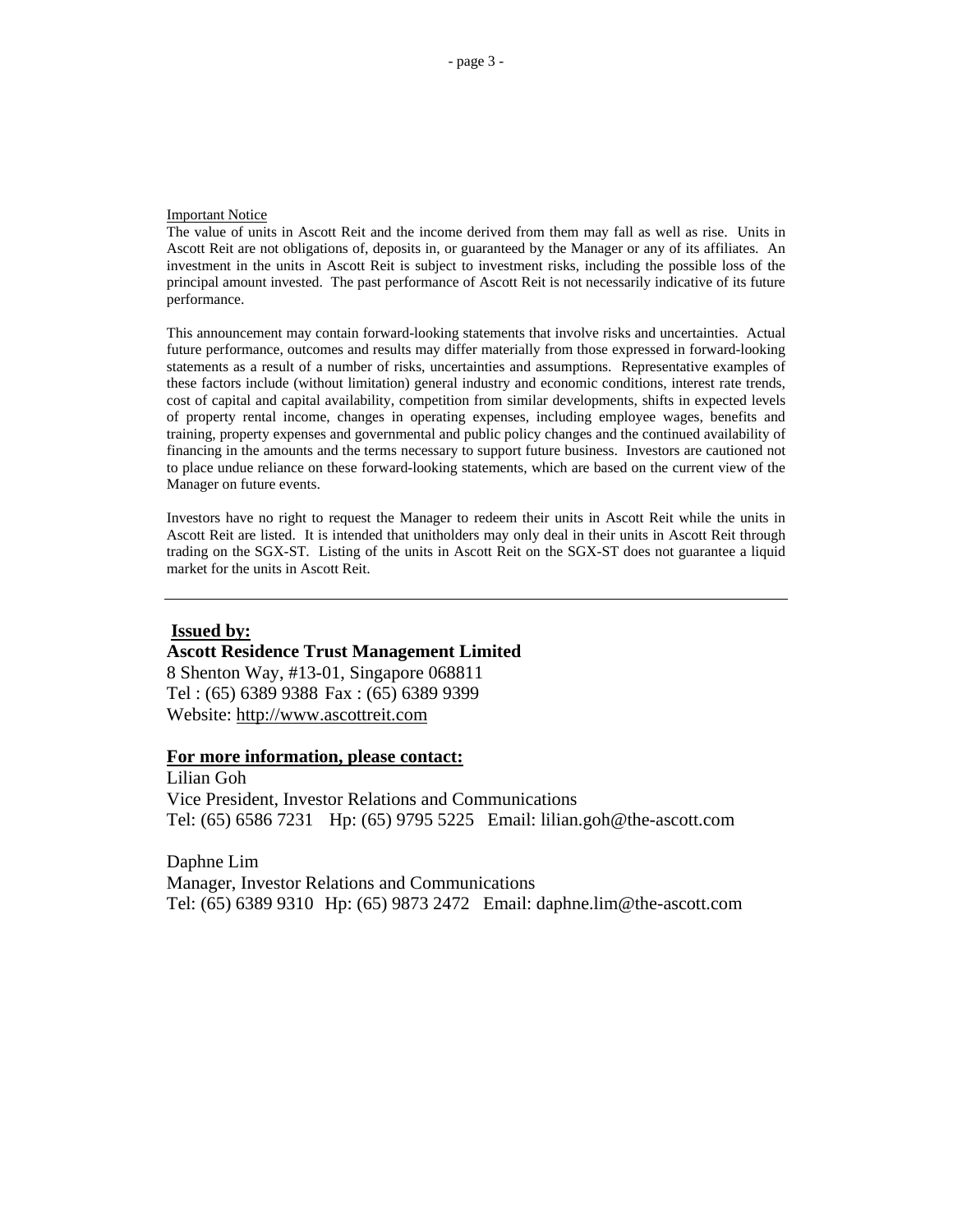Important Notice

The value of units in Ascott Reit and the income derived from them may fall as well as rise. Units in Ascott Reit are not obligations of, deposits in, or guaranteed by the Manager or any of its affiliates. An investment in the units in Ascott Reit is subject to investment risks, including the possible loss of the principal amount invested. The past performance of Ascott Reit is not necessarily indicative of its future performance.

This announcement may contain forward-looking statements that involve risks and uncertainties. Actual future performance, outcomes and results may differ materially from those expressed in forward-looking statements as a result of a number of risks, uncertainties and assumptions. Representative examples of these factors include (without limitation) general industry and economic conditions, interest rate trends, cost of capital and capital availability, competition from similar developments, shifts in expected levels of property rental income, changes in operating expenses, including employee wages, benefits and training, property expenses and governmental and public policy changes and the continued availability of financing in the amounts and the terms necessary to support future business. Investors are cautioned not to place undue reliance on these forward-looking statements, which are based on the current view of the Manager on future events.

Investors have no right to request the Manager to redeem their units in Ascott Reit while the units in Ascott Reit are listed. It is intended that unitholders may only deal in their units in Ascott Reit through trading on the SGX-ST. Listing of the units in Ascott Reit on the SGX-ST does not guarantee a liquid market for the units in Ascott Reit.

---

**Issued by:**

**Ascott Residence Trust Management Limited**
8 Shenton Way, #13-01, Singapore 068811
Tel : (65) 6389 9388 Fax : (65) 6389 9399
Website: http://www.ascottreit.com

**For more information, please contact:**

Lilian Goh
Vice President, Investor Relations and Communications
Tel: (65) 6586 7231 Hp: (65) 9795 5225 Email: lilian.goh@the-ascott.com

Daphne Lim
Manager, Investor Relations and Communications
Tel: (65) 6389 9310 Hp: (65) 9873 2472 Email: daphne.lim@the-ascott.com